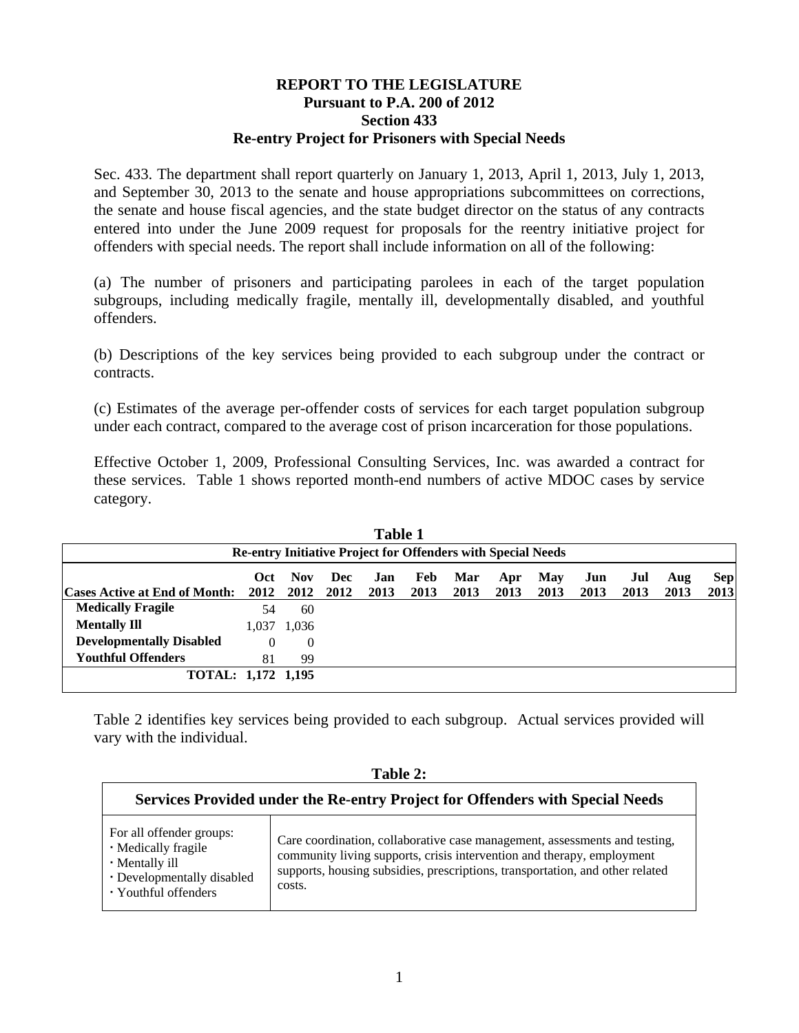**REPORT TO THE LEGISLATURE**
**Pursuant to P.A. 200 of 2012**
**Section 433**
**Re-entry Project for Prisoners with Special Needs**

Sec. 433. The department shall report quarterly on January 1, 2013, April 1, 2013, July 1, 2013, and September 30, 2013 to the senate and house appropriations subcommittees on corrections, the senate and house fiscal agencies, and the state budget director on the status of any contracts entered into under the June 2009 request for proposals for the reentry initiative project for offenders with special needs. The report shall include information on all of the following:

(a) The number of prisoners and participating parolees in each of the target population subgroups, including medically fragile, mentally ill, developmentally disabled, and youthful offenders.

(b) Descriptions of the key services being provided to each subgroup under the contract or contracts.

(c) Estimates of the average per-offender costs of services for each target population subgroup under each contract, compared to the average cost of prison incarceration for those populations.

Effective October 1, 2009, Professional Consulting Services, Inc. was awarded a contract for these services. Table 1 shows reported month-end numbers of active MDOC cases by service category.

**Table 1**

**Re-entry Initiative Project for Offenders with Special Needs**

| Cases Active at End of Month: | Oct 2012 | Nov 2012 | Dec 2012 | Jan 2013 | Feb 2013 | Mar 2013 | Apr 2013 | May 2013 | Jun 2013 | Jul 2013 | Aug 2013 | Sep 2013 |
|---|---|---|---|---|---|---|---|---|---|---|---|---|
| **Medically Fragile** | 54 | 60 | | | | | | | | | | |
| **Mentally Ill** | 1,037 | 1,036 | | | | | | | | | | |
| **Developmentally Disabled** | 0 | 0 | | | | | | | | | | |
| **Youthful Offenders** | 81 | 99 | | | | | | | | | | |
| **TOTAL:** | **1,172** | **1,195** | | | | | | | | | | |

Table 2 identifies key services being provided to each subgroup. Actual services provided will vary with the individual.

**Table 2:**

| **Services Provided under the Re-entry Project for Offenders with Special Needs** | |
|---|---|
| For all offender groups:<br>· Medically fragile<br>· Mentally ill<br>· Developmentally disabled<br>· Youthful offenders | Care coordination, collaborative case management, assessments and testing, community living supports, crisis intervention and therapy, employment supports, housing subsidies, prescriptions, transportation, and other related costs. |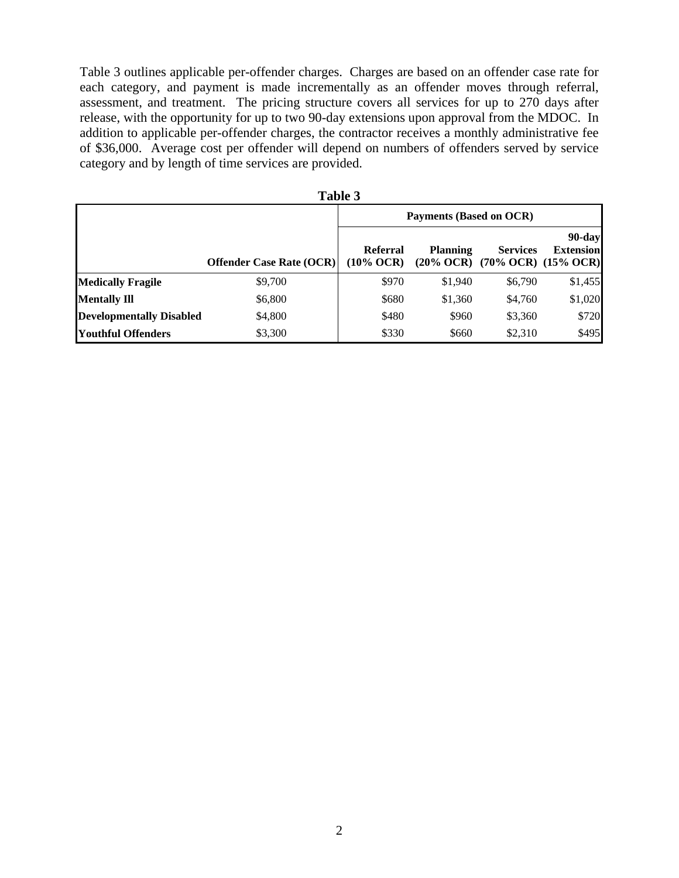Table 3 outlines applicable per-offender charges. Charges are based on an offender case rate for each category, and payment is made incrementally as an offender moves through referral, assessment, and treatment. The pricing structure covers all services for up to 270 days after release, with the opportunity for up to two 90-day extensions upon approval from the MDOC. In addition to applicable per-offender charges, the contractor receives a monthly administrative fee of $36,000. Average cost per offender will depend on numbers of offenders served by service category and by length of time services are provided.

**Table 3**

| | | Payments (Based on OCR) | | | |
|---|---|---|---|---|---|
| | **Offender Case Rate (OCR)** | **Referral (10% OCR)** | **Planning (20% OCR)** | **Services (70% OCR)** | **90-day Extension (15% OCR)** |
| **Medically Fragile** | $9,700 | $970 | $1,940 | $6,790 | $1,455 |
| **Mentally Ill** | $6,800 | $680 | $1,360 | $4,760 | $1,020 |
| **Developmentally Disabled** | $4,800 | $480 | $960 | $3,360 | $720 |
| **Youthful Offenders** | $3,300 | $330 | $660 | $2,310 | $495 |